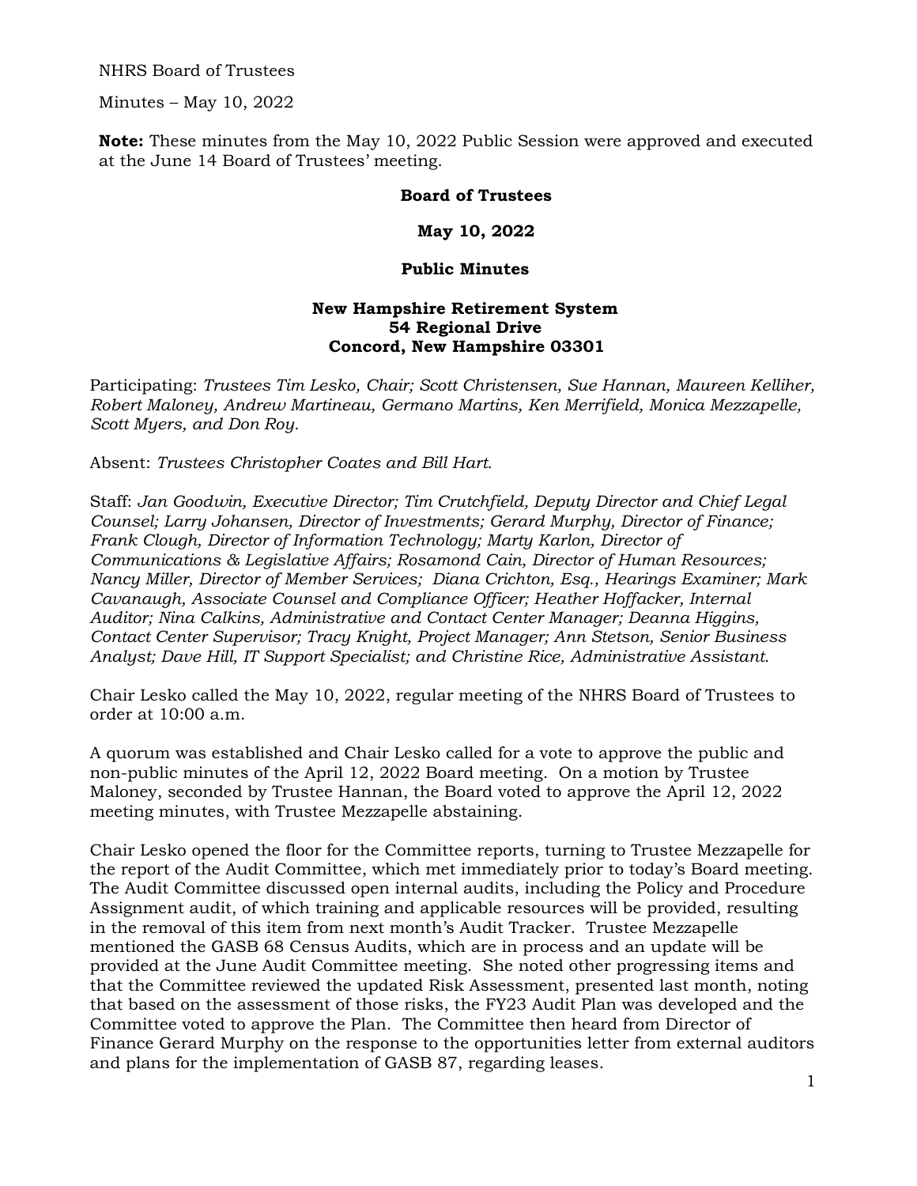NHRS Board of Trustees

Minutes – May 10, 2022

**Note:** These minutes from the May 10, 2022 Public Session were approved and executed at the June 14 Board of Trustees' meeting.

**Board of Trustees**

**May 10, 2022**

**Public Minutes**

**New Hampshire Retirement System**
**54 Regional Drive**
**Concord, New Hampshire 03301**

Participating: *Trustees Tim Lesko, Chair; Scott Christensen, Sue Hannan, Maureen Kelliher, Robert Maloney, Andrew Martineau, Germano Martins, Ken Merrifield, Monica Mezzapelle, Scott Myers, and Don Roy.*

Absent: *Trustees Christopher Coates and Bill Hart.*

Staff: *Jan Goodwin, Executive Director; Tim Crutchfield, Deputy Director and Chief Legal Counsel; Larry Johansen, Director of Investments; Gerard Murphy, Director of Finance; Frank Clough, Director of Information Technology; Marty Karlon, Director of Communications & Legislative Affairs; Rosamond Cain, Director of Human Resources; Nancy Miller, Director of Member Services; Diana Crichton, Esq., Hearings Examiner; Mark Cavanaugh, Associate Counsel and Compliance Officer; Heather Hoffacker, Internal Auditor; Nina Calkins, Administrative and Contact Center Manager; Deanna Higgins, Contact Center Supervisor; Tracy Knight, Project Manager; Ann Stetson, Senior Business Analyst; Dave Hill, IT Support Specialist; and Christine Rice, Administrative Assistant.*

Chair Lesko called the May 10, 2022, regular meeting of the NHRS Board of Trustees to order at 10:00 a.m.

A quorum was established and Chair Lesko called for a vote to approve the public and non-public minutes of the April 12, 2022 Board meeting. On a motion by Trustee Maloney, seconded by Trustee Hannan, the Board voted to approve the April 12, 2022 meeting minutes, with Trustee Mezzapelle abstaining.

Chair Lesko opened the floor for the Committee reports, turning to Trustee Mezzapelle for the report of the Audit Committee, which met immediately prior to today's Board meeting. The Audit Committee discussed open internal audits, including the Policy and Procedure Assignment audit, of which training and applicable resources will be provided, resulting in the removal of this item from next month's Audit Tracker. Trustee Mezzapelle mentioned the GASB 68 Census Audits, which are in process and an update will be provided at the June Audit Committee meeting. She noted other progressing items and that the Committee reviewed the updated Risk Assessment, presented last month, noting that based on the assessment of those risks, the FY23 Audit Plan was developed and the Committee voted to approve the Plan. The Committee then heard from Director of Finance Gerard Murphy on the response to the opportunities letter from external auditors and plans for the implementation of GASB 87, regarding leases.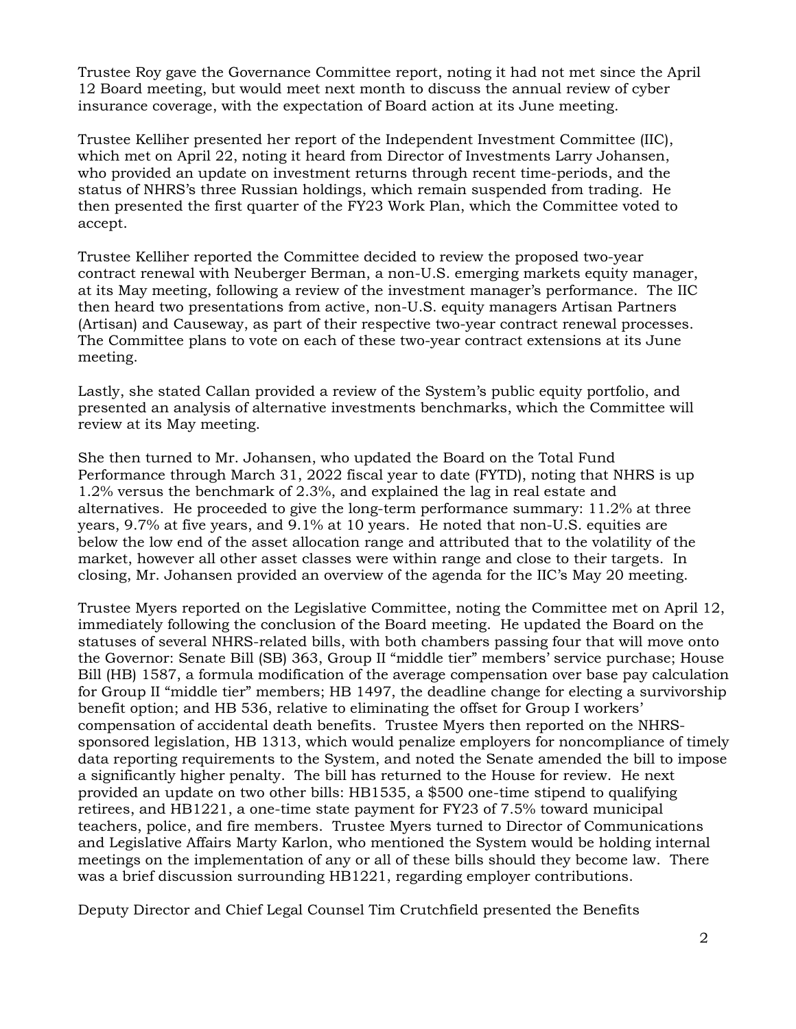Trustee Roy gave the Governance Committee report, noting it had not met since the April 12 Board meeting, but would meet next month to discuss the annual review of cyber insurance coverage, with the expectation of Board action at its June meeting.

Trustee Kelliher presented her report of the Independent Investment Committee (IIC), which met on April 22, noting it heard from Director of Investments Larry Johansen, who provided an update on investment returns through recent time-periods, and the status of NHRS's three Russian holdings, which remain suspended from trading. He then presented the first quarter of the FY23 Work Plan, which the Committee voted to accept.

Trustee Kelliher reported the Committee decided to review the proposed two-year contract renewal with Neuberger Berman, a non-U.S. emerging markets equity manager, at its May meeting, following a review of the investment manager's performance. The IIC then heard two presentations from active, non-U.S. equity managers Artisan Partners (Artisan) and Causeway, as part of their respective two-year contract renewal processes. The Committee plans to vote on each of these two-year contract extensions at its June meeting.

Lastly, she stated Callan provided a review of the System's public equity portfolio, and presented an analysis of alternative investments benchmarks, which the Committee will review at its May meeting.

She then turned to Mr. Johansen, who updated the Board on the Total Fund Performance through March 31, 2022 fiscal year to date (FYTD), noting that NHRS is up 1.2% versus the benchmark of 2.3%, and explained the lag in real estate and alternatives. He proceeded to give the long-term performance summary: 11.2% at three years, 9.7% at five years, and 9.1% at 10 years. He noted that non-U.S. equities are below the low end of the asset allocation range and attributed that to the volatility of the market, however all other asset classes were within range and close to their targets. In closing, Mr. Johansen provided an overview of the agenda for the IIC's May 20 meeting.

Trustee Myers reported on the Legislative Committee, noting the Committee met on April 12, immediately following the conclusion of the Board meeting. He updated the Board on the statuses of several NHRS-related bills, with both chambers passing four that will move onto the Governor: Senate Bill (SB) 363, Group II "middle tier" members' service purchase; House Bill (HB) 1587, a formula modification of the average compensation over base pay calculation for Group II "middle tier" members; HB 1497, the deadline change for electing a survivorship benefit option; and HB 536, relative to eliminating the offset for Group I workers' compensation of accidental death benefits. Trustee Myers then reported on the NHRS-sponsored legislation, HB 1313, which would penalize employers for noncompliance of timely data reporting requirements to the System, and noted the Senate amended the bill to impose a significantly higher penalty. The bill has returned to the House for review. He next provided an update on two other bills: HB1535, a $500 one-time stipend to qualifying retirees, and HB1221, a one-time state payment for FY23 of 7.5% toward municipal teachers, police, and fire members. Trustee Myers turned to Director of Communications and Legislative Affairs Marty Karlon, who mentioned the System would be holding internal meetings on the implementation of any or all of these bills should they become law. There was a brief discussion surrounding HB1221, regarding employer contributions.

Deputy Director and Chief Legal Counsel Tim Crutchfield presented the Benefits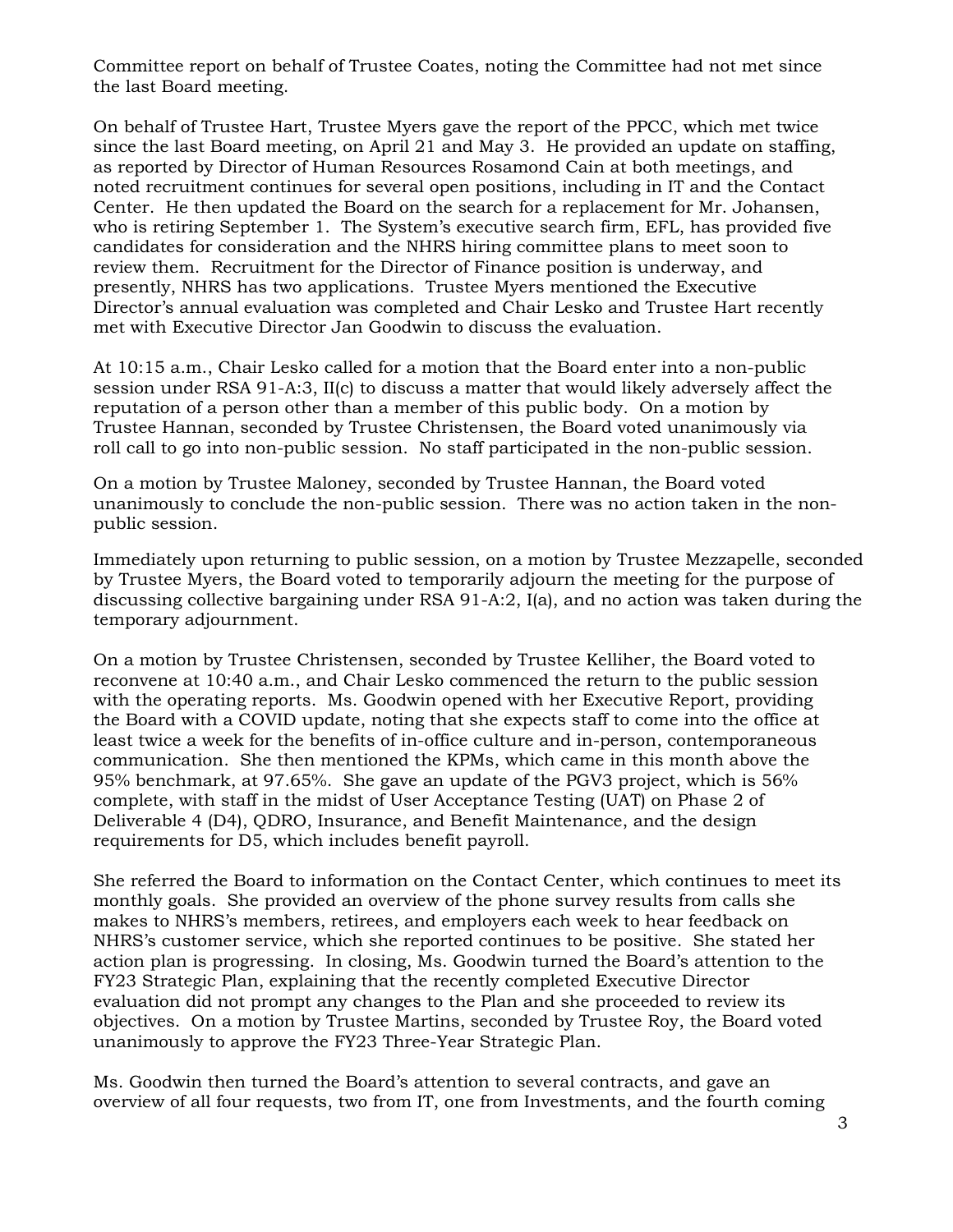Committee report on behalf of Trustee Coates, noting the Committee had not met since the last Board meeting.

On behalf of Trustee Hart, Trustee Myers gave the report of the PPCC, which met twice since the last Board meeting, on April 21 and May 3. He provided an update on staffing, as reported by Director of Human Resources Rosamond Cain at both meetings, and noted recruitment continues for several open positions, including in IT and the Contact Center. He then updated the Board on the search for a replacement for Mr. Johansen, who is retiring September 1. The System's executive search firm, EFL, has provided five candidates for consideration and the NHRS hiring committee plans to meet soon to review them. Recruitment for the Director of Finance position is underway, and presently, NHRS has two applications. Trustee Myers mentioned the Executive Director's annual evaluation was completed and Chair Lesko and Trustee Hart recently met with Executive Director Jan Goodwin to discuss the evaluation.

At 10:15 a.m., Chair Lesko called for a motion that the Board enter into a non-public session under RSA 91-A:3, II(c) to discuss a matter that would likely adversely affect the reputation of a person other than a member of this public body. On a motion by Trustee Hannan, seconded by Trustee Christensen, the Board voted unanimously via roll call to go into non-public session. No staff participated in the non-public session.

On a motion by Trustee Maloney, seconded by Trustee Hannan, the Board voted unanimously to conclude the non-public session. There was no action taken in the non-public session.

Immediately upon returning to public session, on a motion by Trustee Mezzapelle, seconded by Trustee Myers, the Board voted to temporarily adjourn the meeting for the purpose of discussing collective bargaining under RSA 91-A:2, I(a), and no action was taken during the temporary adjournment.

On a motion by Trustee Christensen, seconded by Trustee Kelliher, the Board voted to reconvene at 10:40 a.m., and Chair Lesko commenced the return to the public session with the operating reports. Ms. Goodwin opened with her Executive Report, providing the Board with a COVID update, noting that she expects staff to come into the office at least twice a week for the benefits of in-office culture and in-person, contemporaneous communication. She then mentioned the KPMs, which came in this month above the 95% benchmark, at 97.65%. She gave an update of the PGV3 project, which is 56% complete, with staff in the midst of User Acceptance Testing (UAT) on Phase 2 of Deliverable 4 (D4), QDRO, Insurance, and Benefit Maintenance, and the design requirements for D5, which includes benefit payroll.

She referred the Board to information on the Contact Center, which continues to meet its monthly goals. She provided an overview of the phone survey results from calls she makes to NHRS's members, retirees, and employers each week to hear feedback on NHRS's customer service, which she reported continues to be positive. She stated her action plan is progressing. In closing, Ms. Goodwin turned the Board's attention to the FY23 Strategic Plan, explaining that the recently completed Executive Director evaluation did not prompt any changes to the Plan and she proceeded to review its objectives. On a motion by Trustee Martins, seconded by Trustee Roy, the Board voted unanimously to approve the FY23 Three-Year Strategic Plan.

Ms. Goodwin then turned the Board's attention to several contracts, and gave an overview of all four requests, two from IT, one from Investments, and the fourth coming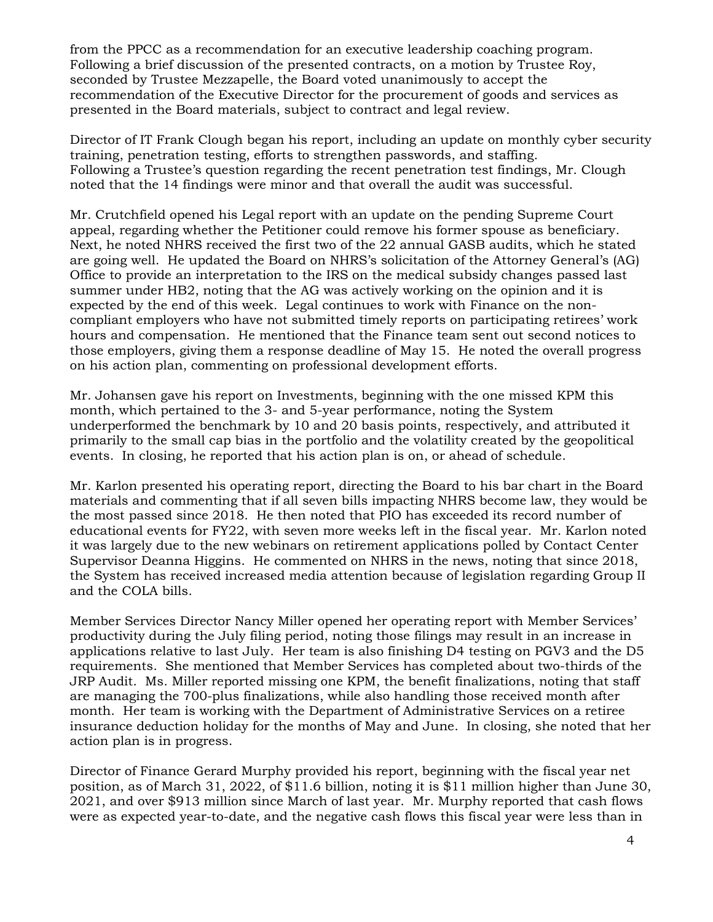from the PPCC as a recommendation for an executive leadership coaching program. Following a brief discussion of the presented contracts, on a motion by Trustee Roy, seconded by Trustee Mezzapelle, the Board voted unanimously to accept the recommendation of the Executive Director for the procurement of goods and services as presented in the Board materials, subject to contract and legal review.

Director of IT Frank Clough began his report, including an update on monthly cyber security training, penetration testing, efforts to strengthen passwords, and staffing. Following a Trustee's question regarding the recent penetration test findings, Mr. Clough noted that the 14 findings were minor and that overall the audit was successful.

Mr. Crutchfield opened his Legal report with an update on the pending Supreme Court appeal, regarding whether the Petitioner could remove his former spouse as beneficiary. Next, he noted NHRS received the first two of the 22 annual GASB audits, which he stated are going well. He updated the Board on NHRS's solicitation of the Attorney General's (AG) Office to provide an interpretation to the IRS on the medical subsidy changes passed last summer under HB2, noting that the AG was actively working on the opinion and it is expected by the end of this week. Legal continues to work with Finance on the non-compliant employers who have not submitted timely reports on participating retirees' work hours and compensation. He mentioned that the Finance team sent out second notices to those employers, giving them a response deadline of May 15. He noted the overall progress on his action plan, commenting on professional development efforts.

Mr. Johansen gave his report on Investments, beginning with the one missed KPM this month, which pertained to the 3- and 5-year performance, noting the System underperformed the benchmark by 10 and 20 basis points, respectively, and attributed it primarily to the small cap bias in the portfolio and the volatility created by the geopolitical events. In closing, he reported that his action plan is on, or ahead of schedule.

Mr. Karlon presented his operating report, directing the Board to his bar chart in the Board materials and commenting that if all seven bills impacting NHRS become law, they would be the most passed since 2018. He then noted that PIO has exceeded its record number of educational events for FY22, with seven more weeks left in the fiscal year. Mr. Karlon noted it was largely due to the new webinars on retirement applications polled by Contact Center Supervisor Deanna Higgins. He commented on NHRS in the news, noting that since 2018, the System has received increased media attention because of legislation regarding Group II and the COLA bills.

Member Services Director Nancy Miller opened her operating report with Member Services' productivity during the July filing period, noting those filings may result in an increase in applications relative to last July. Her team is also finishing D4 testing on PGV3 and the D5 requirements. She mentioned that Member Services has completed about two-thirds of the JRP Audit. Ms. Miller reported missing one KPM, the benefit finalizations, noting that staff are managing the 700-plus finalizations, while also handling those received month after month. Her team is working with the Department of Administrative Services on a retiree insurance deduction holiday for the months of May and June. In closing, she noted that her action plan is in progress.

Director of Finance Gerard Murphy provided his report, beginning with the fiscal year net position, as of March 31, 2022, of $11.6 billion, noting it is $11 million higher than June 30, 2021, and over $913 million since March of last year. Mr. Murphy reported that cash flows were as expected year-to-date, and the negative cash flows this fiscal year were less than in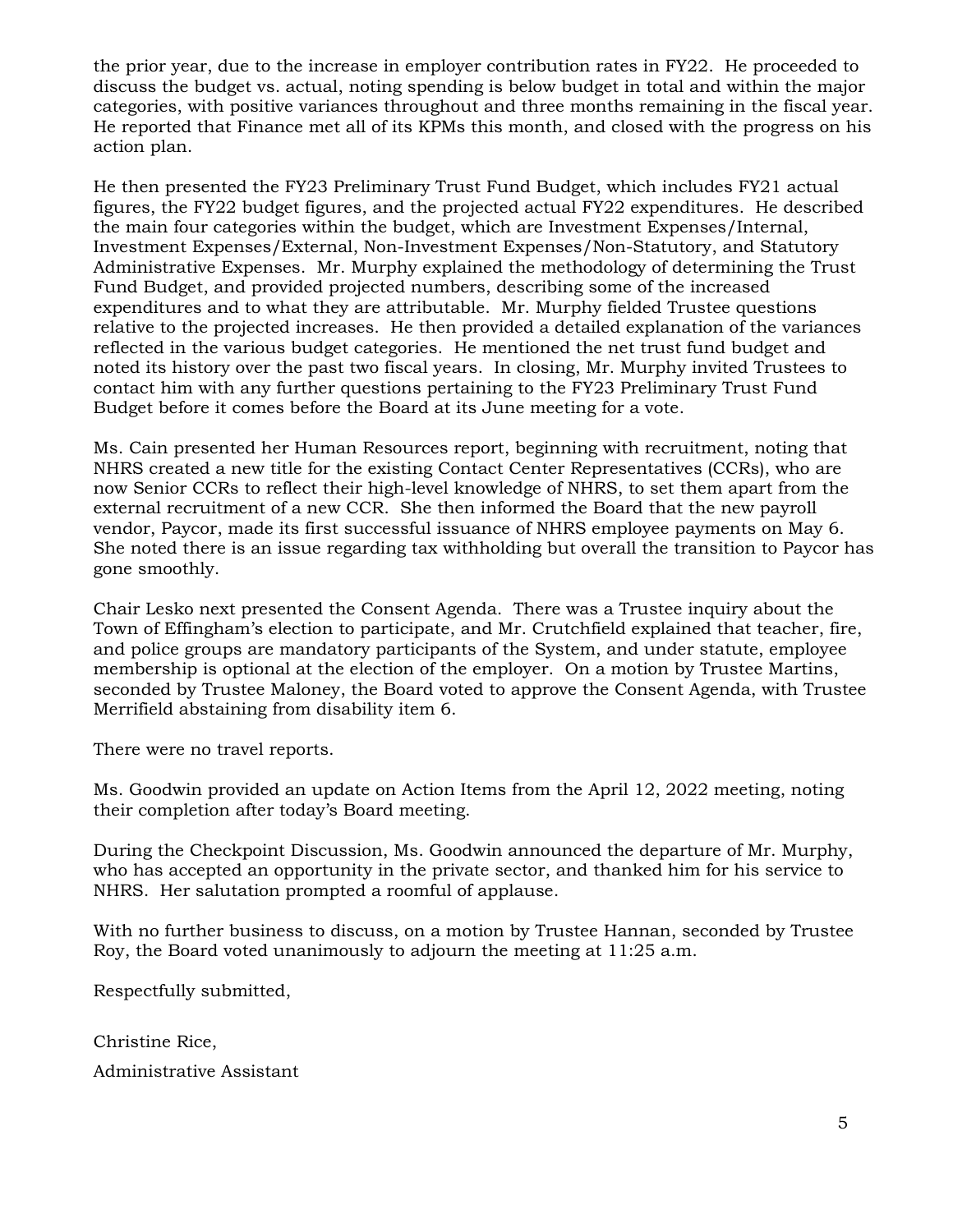the prior year, due to the increase in employer contribution rates in FY22. He proceeded to discuss the budget vs. actual, noting spending is below budget in total and within the major categories, with positive variances throughout and three months remaining in the fiscal year. He reported that Finance met all of its KPMs this month, and closed with the progress on his action plan.

He then presented the FY23 Preliminary Trust Fund Budget, which includes FY21 actual figures, the FY22 budget figures, and the projected actual FY22 expenditures. He described the main four categories within the budget, which are Investment Expenses/Internal, Investment Expenses/External, Non-Investment Expenses/Non-Statutory, and Statutory Administrative Expenses. Mr. Murphy explained the methodology of determining the Trust Fund Budget, and provided projected numbers, describing some of the increased expenditures and to what they are attributable. Mr. Murphy fielded Trustee questions relative to the projected increases. He then provided a detailed explanation of the variances reflected in the various budget categories. He mentioned the net trust fund budget and noted its history over the past two fiscal years. In closing, Mr. Murphy invited Trustees to contact him with any further questions pertaining to the FY23 Preliminary Trust Fund Budget before it comes before the Board at its June meeting for a vote.

Ms. Cain presented her Human Resources report, beginning with recruitment, noting that NHRS created a new title for the existing Contact Center Representatives (CCRs), who are now Senior CCRs to reflect their high-level knowledge of NHRS, to set them apart from the external recruitment of a new CCR. She then informed the Board that the new payroll vendor, Paycor, made its first successful issuance of NHRS employee payments on May 6. She noted there is an issue regarding tax withholding but overall the transition to Paycor has gone smoothly.

Chair Lesko next presented the Consent Agenda. There was a Trustee inquiry about the Town of Effingham's election to participate, and Mr. Crutchfield explained that teacher, fire, and police groups are mandatory participants of the System, and under statute, employee membership is optional at the election of the employer. On a motion by Trustee Martins, seconded by Trustee Maloney, the Board voted to approve the Consent Agenda, with Trustee Merrifield abstaining from disability item 6.

There were no travel reports.

Ms. Goodwin provided an update on Action Items from the April 12, 2022 meeting, noting their completion after today's Board meeting.

During the Checkpoint Discussion, Ms. Goodwin announced the departure of Mr. Murphy, who has accepted an opportunity in the private sector, and thanked him for his service to NHRS. Her salutation prompted a roomful of applause.

With no further business to discuss, on a motion by Trustee Hannan, seconded by Trustee Roy, the Board voted unanimously to adjourn the meeting at 11:25 a.m.

Respectfully submitted,

Christine Rice,

Administrative Assistant